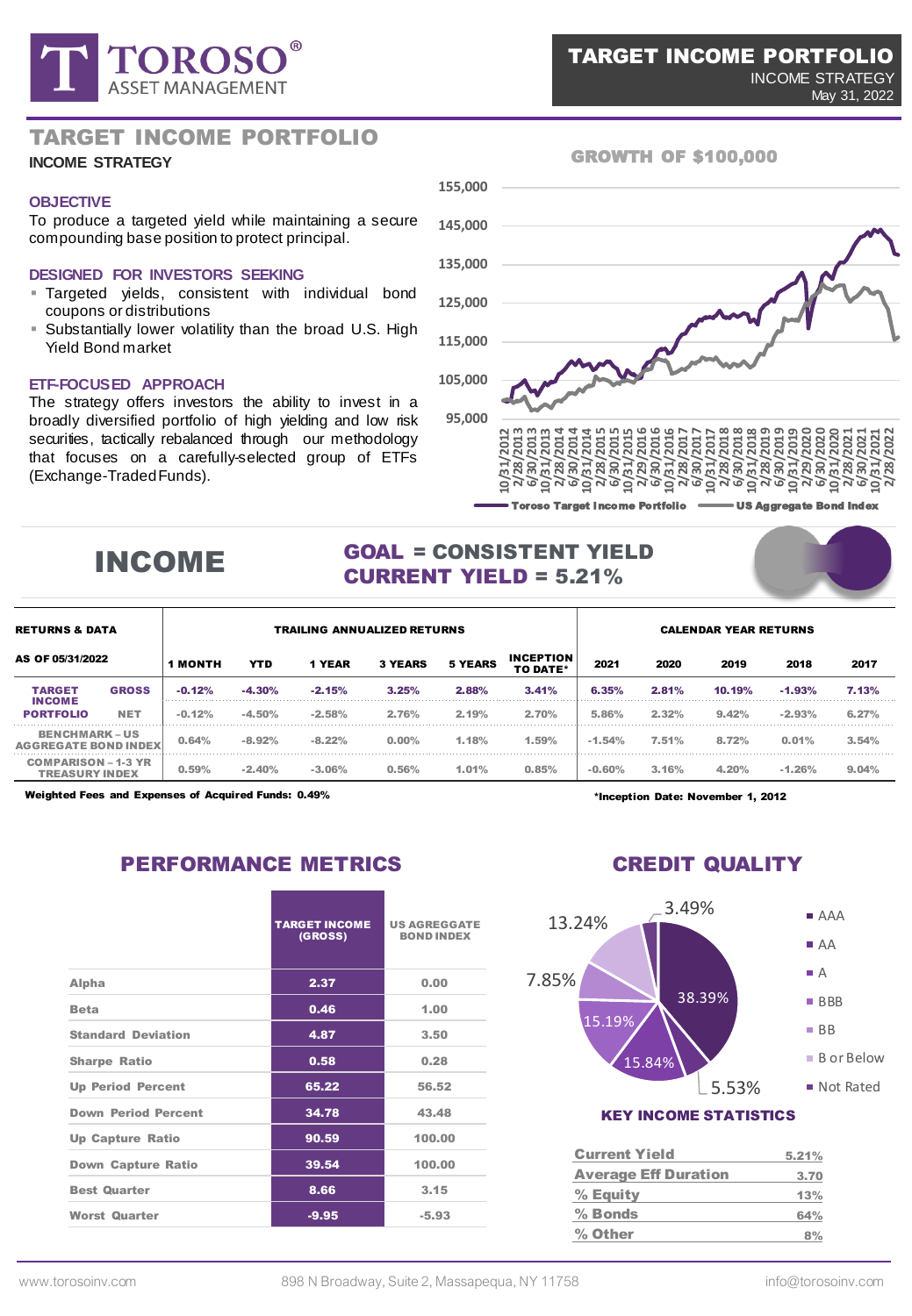# TARGET INCOME PORTFOLIO

INCOME STRATEGY

May 31, 2022

## TARGET INCOME PORTFOLIO

**INCOME STRATEGY**

### OBJECTIVE

To produce a targeted yield while maintaining a secure compounding base position to protect principal.

### DESIGNED FOR INVESTORS SEEKING

- Targeted yields, consistent with individual bond coupons or distributions
- Substantially lower volatility than the broad U.S. High Yield Bond market

### ETF-FOCUSED APPROACH

The strategy offers investors the ability to invest in a broadly diversified portfolio of high yielding and low risk securities, tactically rebalanced through our methodology that focuses on a carefully-selected group of ETFs (Exchange-Traded Funds).

### GROWTH OF $100,000

Toroso Target Income Portfolio — US Aggregate Bond Index

## INCOME

**GOAL = CONSISTENT YIELD**
**CURRENT YIELD = 5.21%**

| RETURNS & DATA | | TRAILING ANNUALIZED RETURNS | | | | | | CALENDAR YEAR RETURNS | | | | |
|---|---|---|---|---|---|---|---|---|---|---|---|---|
| AS OF 05/31/2022 | | 1 MONTH | YTD | 1 YEAR | 3 YEARS | 5 YEARS | INCEPTION TO DATE* | 2021 | 2020 | 2019 | 2018 | 2017 |
| TARGET INCOME PORTFOLIO | GROSS | -0.12% | -4.30% | -2.15% | 3.25% | 2.88% | 3.41% | 6.35% | 2.81% | 10.19% | -1.93% | 7.13% |
| | NET | -0.12% | -4.50% | -2.58% | 2.76% | 2.19% | 2.70% | 5.86% | 2.32% | 9.42% | -2.93% | 6.27% |
| BENCHMARK – US AGGREGATE BOND INDEX | | 0.64% | -8.92% | -8.22% | 0.00% | 1.18% | 1.59% | -1.54% | 7.51% | 8.72% | 0.01% | 3.54% |
| COMPARISON – 1-3 YR TREASURY INDEX | | 0.59% | -2.40% | -3.06% | 0.56% | 1.01% | 0.85% | -0.60% | 3.16% | 4.20% | -1.26% | 9.04% |

Weighted Fees and Expenses of Acquired Funds: 0.49%

*Inception Date: November 1, 2012

## PERFORMANCE METRICS

| | TARGET INCOME (GROSS) | US AGGREGATE BOND INDEX |
|---|---|---|
| Alpha | 2.37 | 0.00 |
| Beta | 0.46 | 1.00 |
| Standard Deviation | 4.87 | 3.50 |
| Sharpe Ratio | 0.58 | 0.28 |
| Up Period Percent | 65.22 | 56.52 |
| Down Period Percent | 34.78 | 43.48 |
| Up Capture Ratio | 90.59 | 100.00 |
| Down Capture Ratio | 39.54 | 100.00 |
| Best Quarter | 8.66 | 3.15 |
| Worst Quarter | -9.95 | -5.93 |

## CREDIT QUALITY

| Rating | Weight |
|---|---|
| AAA | 38.39% |
| AA | 5.53% |
| A | 15.84% |
| BBB | 15.19% |
| BB | 7.85% |
| B or Below | 13.24% |
| Not Rated | 3.49% |

### KEY INCOME STATISTICS

| | |
|---|---|
| Current Yield | 5.21% |
| Average Eff Duration | 3.70 |
| % Equity | 13% |
| % Bonds | 64% |
| % Other | 8% |

www.torosoinv.com | 898 N Broadway, Suite 2, Massapequa, NY 11758 | info@torosoinv.com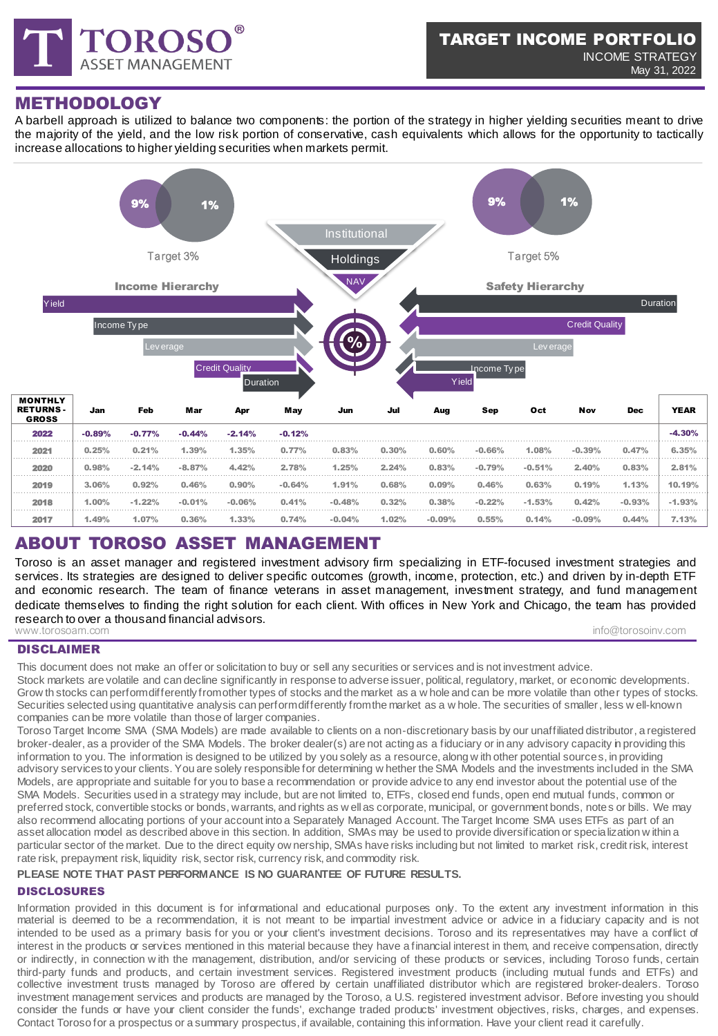# METHODOLOGY

A barbell approach is utilized to balance two components: the portion of the strategy in higher yielding securities meant to drive the majority of the yield, and the low risk portion of conservative, cash equivalents which allows for the opportunity to tactically increase allocations to higher yielding securities when markets permit.

9% 1%

Target 3%

9% 1%

Target 5%

Institutional

Holdings

NAV

**Income Hierarchy**

- Yield
- Income Type
- Leverage
- Credit Quality
- Duration

**Safety Hierarchy**

- Duration
- Credit Quality
- Leverage
- Income Type
- Yield

| MONTHLY RETURNS - GROSS | Jan | Feb | Mar | Apr | May | Jun | Jul | Aug | Sep | Oct | Nov | Dec | YEAR |
|---|---|---|---|---|---|---|---|---|---|---|---|---|---|
| 2022 | -0.89% | -0.77% | -0.44% | -2.14% | -0.12% | | | | | | | | -4.30% |
| 2021 | 0.25% | 0.21% | 1.39% | 1.35% | 0.77% | 0.83% | 0.30% | 0.60% | -0.66% | 1.08% | -0.39% | 0.47% | 6.35% |
| 2020 | 0.98% | -2.14% | -8.87% | 4.42% | 2.78% | 1.25% | 2.24% | 0.83% | -0.79% | -0.51% | 2.40% | 0.83% | 2.81% |
| 2019 | 3.06% | 0.92% | 0.46% | 0.90% | -0.64% | 1.91% | 0.68% | 0.09% | 0.46% | 0.63% | 0.19% | 1.13% | 10.19% |
| 2018 | 1.00% | -1.22% | -0.01% | -0.06% | 0.41% | -0.48% | 0.32% | 0.38% | -0.22% | -1.53% | 0.42% | -0.93% | -1.93% |
| 2017 | 1.49% | 1.07% | 0.36% | 1.33% | 0.74% | -0.04% | 1.02% | -0.09% | 0.55% | 0.14% | -0.09% | 0.44% | 7.13% |

# ABOUT TOROSO ASSET MANAGEMENT

Toroso is an asset manager and registered investment advisory firm specializing in ETF-focused investment strategies and services. Its strategies are designed to deliver specific outcomes (growth, income, protection, etc.) and driven by in-depth ETF and economic research. The team of finance veterans in asset management, investment strategy, and fund management dedicate themselves to finding the right solution for each client. With offices in New York and Chicago, the team has provided research to over a thousand financial advisors.

www.torosoam.com info@torosoinv.com

## DISCLAIMER

This document does not make an offer or solicitation to buy or sell any securities or services and is not investment advice.
Stock markets are volatile and can decline significantly in response to adverse issuer, political, regulatory, market, or economic developments. Growth stocks can perform differently from other types of stocks and the market as a whole and can be more volatile than other types of stocks. Securities selected using quantitative analysis can perform differently from the market as a whole. The securities of smaller, less well-known companies can be more volatile than those of larger companies.
Toroso Target Income SMA (SMA Models) are made available to clients on a non-discretionary basis by our unaffiliated distributor, a registered broker-dealer, as a provider of the SMA Models. The broker dealer(s) are not acting as a fiduciary or in any advisory capacity in providing this information to you. The information is designed to be utilized by you solely as a resource, along with other potential sources, in providing advisory services to your clients. You are solely responsible for determining whether the SMA Models and the investments included in the SMA Models, are appropriate and suitable for you to base a recommendation or provide advice to any end investor about the potential use of the SMA Models. Securities used in a strategy may include, but are not limited to, ETFs, closed end funds, open end mutual funds, common or preferred stock, convertible stocks or bonds, warrants, and rights as well as corporate, municipal, or government bonds, notes or bills. We may also recommend allocating portions of your account into a Separately Managed Account. The Target Income SMA uses ETFs as part of an asset allocation model as described above in this section. In addition, SMAs may be used to provide diversification or specialization within a particular sector of the market. Due to the direct equity ownership, SMAs have risks including but not limited to market risk, credit risk, interest rate risk, prepayment risk, liquidity risk, sector risk, currency risk, and commodity risk.

**PLEASE NOTE THAT PAST PERFORMANCE IS NO GUARANTEE OF FUTURE RESULTS.**

## DISCLOSURES

Information provided in this document is for informational and educational purposes only. To the extent any investment information in this material is deemed to be a recommendation, it is not meant to be impartial investment advice or advice in a fiduciary capacity and is not intended to be used as a primary basis for you or your client's investment decisions. Toroso and its representatives may have a conflict of interest in the products or services mentioned in this material because they have a financial interest in them, and receive compensation, directly or indirectly, in connection with the management, distribution, and/or servicing of these products or services, including Toroso funds, certain third-party funds and products, and certain investment services. Registered investment products (including mutual funds and ETFs) and collective investment trusts managed by Toroso are offered by certain unaffiliated distributor which are registered broker-dealers. Toroso investment management services and products are managed by the Toroso, a U.S. registered investment advisor. Before investing you should consider the funds or have your client consider the funds', exchange traded products' investment objectives, risks, charges, and expenses. Contact Toroso for a prospectus or a summary prospectus, if available, containing this information. Have your client read it carefully.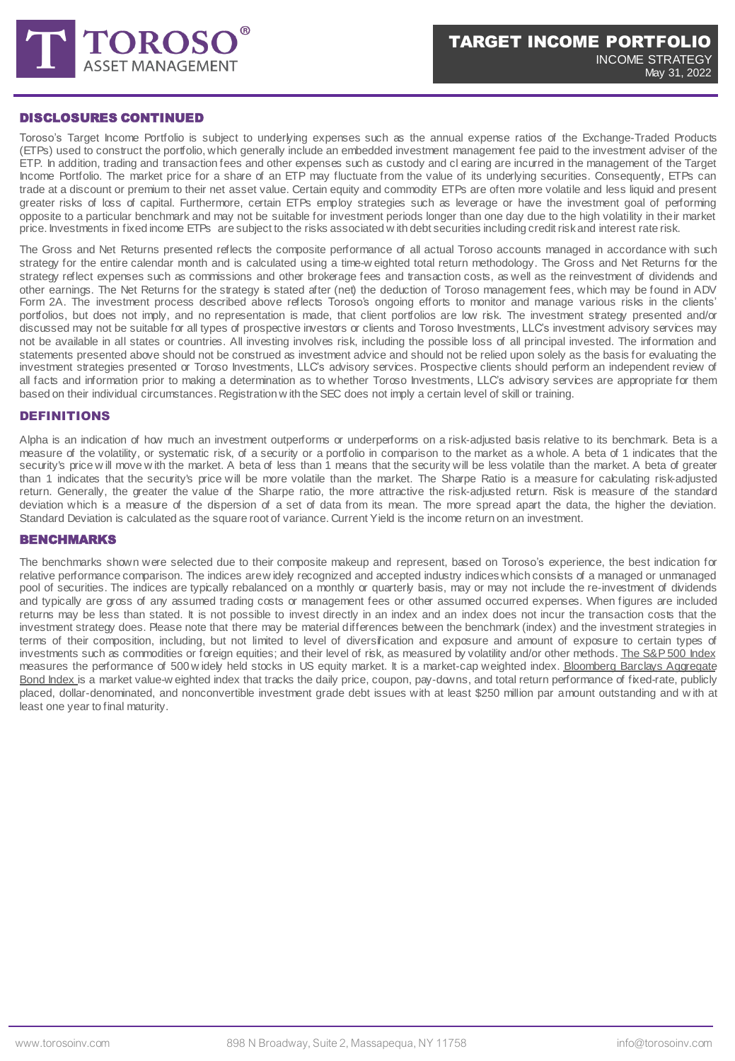## DISCLOSURES CONTINUED

Toroso's Target Income Portfolio is subject to underlying expenses such as the annual expense ratios of the Exchange-Traded Products (ETPs) used to construct the portfolio, which generally include an embedded investment management fee paid to the investment adviser of the ETP. In addition, trading and transaction fees and other expenses such as custody and clearing are incurred in the management of the Target Income Portfolio. The market price for a share of an ETP may fluctuate from the value of its underlying securities. Consequently, ETPs can trade at a discount or premium to their net asset value. Certain equity and commodity ETPs are often more volatile and less liquid and present greater risks of loss of capital. Furthermore, certain ETPs employ strategies such as leverage or have the investment goal of performing opposite to a particular benchmark and may not be suitable for investment periods longer than one day due to the high volatility in their market price. Investments in fixed income ETPs are subject to the risks associated with debt securities including credit risk and interest rate risk.

The Gross and Net Returns presented reflects the composite performance of all actual Toroso accounts managed in accordance with such strategy for the entire calendar month and is calculated using a time-weighted total return methodology. The Gross and Net Returns for the strategy reflect expenses such as commissions and other brokerage fees and transaction costs, as well as the reinvestment of dividends and other earnings. The Net Returns for the strategy is stated after (net) the deduction of Toroso management fees, which may be found in ADV Form 2A. The investment process described above reflects Toroso's ongoing efforts to monitor and manage various risks in the clients' portfolios, but does not imply, and no representation is made, that client portfolios are low risk. The investment strategy presented and/or discussed may not be suitable for all types of prospective investors or clients and Toroso Investments, LLC's investment advisory services may not be available in all states or countries. All investing involves risk, including the possible loss of all principal invested. The information and statements presented above should not be construed as investment advice and should not be relied upon solely as the basis for evaluating the investment strategies presented or Toroso Investments, LLC's advisory services. Prospective clients should perform an independent review of all facts and information prior to making a determination as to whether Toroso Investments, LLC's advisory services are appropriate for them based on their individual circumstances. Registration with the SEC does not imply a certain level of skill or training.

## DEFINITIONS

Alpha is an indication of how much an investment outperforms or underperforms on a risk-adjusted basis relative to its benchmark. Beta is a measure of the volatility, or systematic risk, of a security or a portfolio in comparison to the market as a whole. A beta of 1 indicates that the security's price will move with the market. A beta of less than 1 means that the security will be less volatile than the market. A beta of greater than 1 indicates that the security's price will be more volatile than the market. The Sharpe Ratio is a measure for calculating risk-adjusted return. Generally, the greater the value of the Sharpe ratio, the more attractive the risk-adjusted return. Risk is measure of the standard deviation which is a measure of the dispersion of a set of data from its mean. The more spread apart the data, the higher the deviation. Standard Deviation is calculated as the square root of variance. Current Yield is the income return on an investment.

## BENCHMARKS

The benchmarks shown were selected due to their composite makeup and represent, based on Toroso's experience, the best indication for relative performance comparison. The indices are widely recognized and accepted industry indices which consists of a managed or unmanaged pool of securities. The indices are typically rebalanced on a monthly or quarterly basis, may or may not include the re-investment of dividends and typically are gross of any assumed trading costs or management fees or other assumed occurred expenses. When figures are included returns may be less than stated. It is not possible to invest directly in an index and an index does not incur the transaction costs that the investment strategy does. Please note that there may be material differences between the benchmark (index) and the investment strategies in terms of their composition, including, but not limited to level of diversification and exposure and amount of exposure to certain types of investments such as commodities or foreign equities; and their level of risk, as measured by volatility and/or other methods. The S&P 500 Index measures the performance of 500 widely held stocks in US equity market. It is a market-cap weighted index. Bloomberg Barclays Aggregate Bond Index is a market value-weighted index that tracks the daily price, coupon, pay-downs, and total return performance of fixed-rate, publicly placed, dollar-denominated, and nonconvertible investment grade debt issues with at least $250 million par amount outstanding and with at least one year to final maturity.